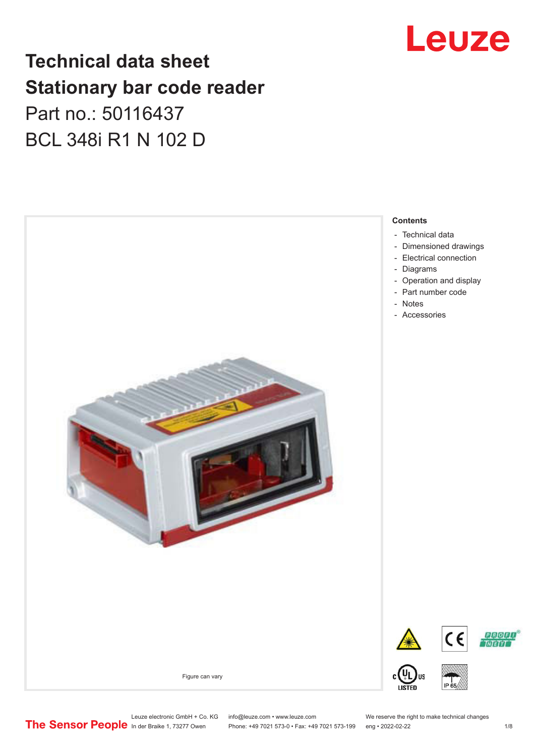# Technical data sheet
# Stationary bar code reader

Part no.: 50116437

BCL 348i R1 N 102 D

Figure can vary

**Contents**

- Technical data
- Dimensioned drawings
- Electrical connection
- Diagrams
- Operation and display
- Part number code
- Notes
- Accessories

Leuze electronic GmbH + Co. KG
In der Braike 1, 73277 Owen

info@leuze.com • www.leuze.com
Phone: +49 7021 573-0 • Fax: +49 7021 573-199

We reserve the right to make technical changes
eng • 2022-02-22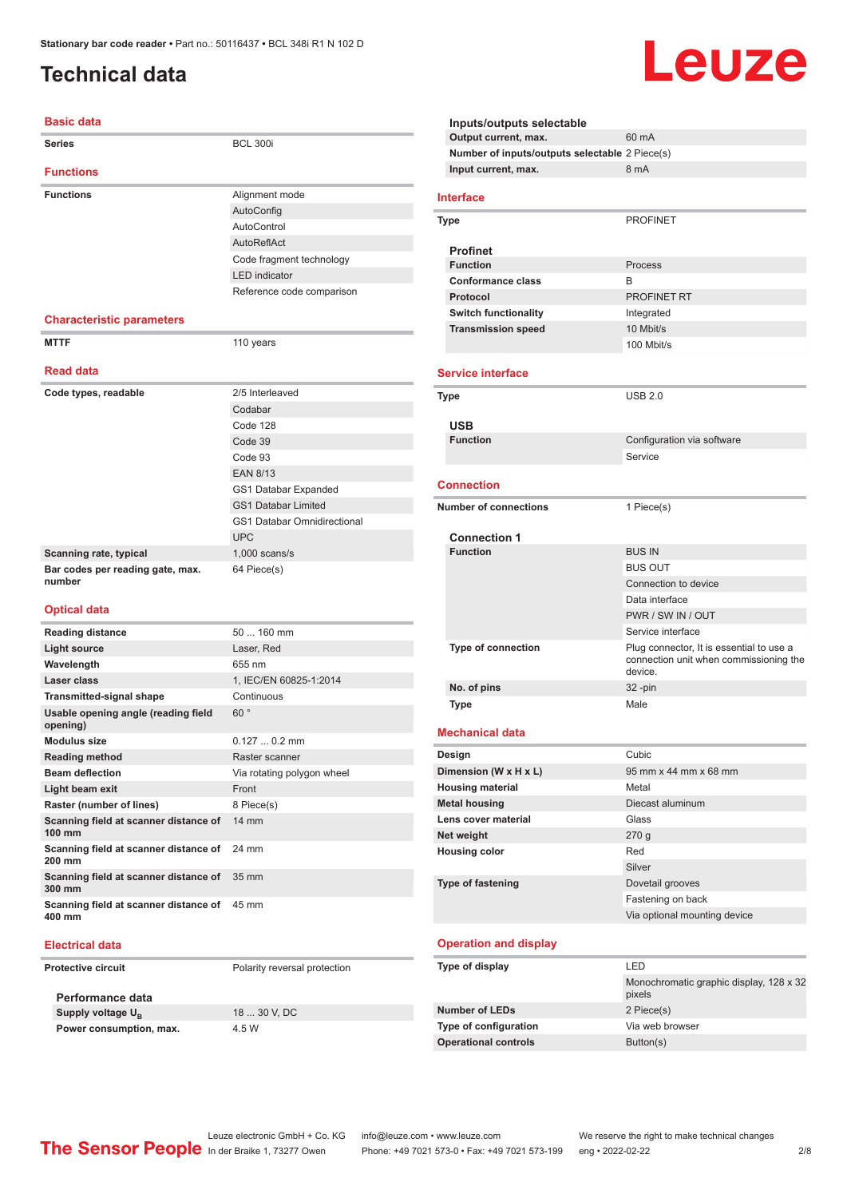# Technical data

## Basic data

| | |
|---|---|
| **Series** | BCL 300i |

## Functions

| | |
|---|---|
| **Functions** | Alignment mode |
| | AutoConfig |
| | AutoControl |
| | AutoReflAct |
| | Code fragment technology |
| | LED indicator |
| | Reference code comparison |

## Characteristic parameters

| | |
|---|---|
| **MTTF** | 110 years |

## Read data

| | |
|---|---|
| **Code types, readable** | 2/5 Interleaved |
| | Codabar |
| | Code 128 |
| | Code 39 |
| | Code 93 |
| | EAN 8/13 |
| | GS1 Databar Expanded |
| | GS1 Databar Limited |
| | GS1 Databar Omnidirectional |
| | UPC |
| **Scanning rate, typical** | 1,000 scans/s |
| **Bar codes per reading gate, max. number** | 64 Piece(s) |

## Optical data

| | |
|---|---|
| **Reading distance** | 50 ... 160 mm |
| **Light source** | Laser, Red |
| **Wavelength** | 655 nm |
| **Laser class** | 1, IEC/EN 60825-1:2014 |
| **Transmitted-signal shape** | Continuous |
| **Usable opening angle (reading field opening)** | 60 ° |
| **Modulus size** | 0.127 ... 0.2 mm |
| **Reading method** | Raster scanner |
| **Beam deflection** | Via rotating polygon wheel |
| **Light beam exit** | Front |
| **Raster (number of lines)** | 8 Piece(s) |
| **Scanning field at scanner distance of 100 mm** | 14 mm |
| **Scanning field at scanner distance of 200 mm** | 24 mm |
| **Scanning field at scanner distance of 300 mm** | 35 mm |
| **Scanning field at scanner distance of 400 mm** | 45 mm |

## Electrical data

| | |
|---|---|
| **Protective circuit** | Polarity reversal protection |

### Performance data

| | |
|---|---|
| **Supply voltage $U_B$** | 18 ... 30 V, DC |
| **Power consumption, max.** | 4.5 W |

### Inputs/outputs selectable

| | |
|---|---|
| **Output current, max.** | 60 mA |
| **Number of inputs/outputs selectable** | 2 Piece(s) |
| **Input current, max.** | 8 mA |

## Interface

| | |
|---|---|
| **Type** | PROFINET |

### Profinet

| | |
|---|---|
| **Function** | Process |
| **Conformance class** | B |
| **Protocol** | PROFINET RT |
| **Switch functionality** | Integrated |
| **Transmission speed** | 10 Mbit/s |
| | 100 Mbit/s |

## Service interface

| | |
|---|---|
| **Type** | USB 2.0 |

### USB

| | |
|---|---|
| **Function** | Configuration via software |
| | Service |

## Connection

| | |
|---|---|
| **Number of connections** | 1 Piece(s) |

### Connection 1

| | |
|---|---|
| **Function** | BUS IN |
| | BUS OUT |
| | Connection to device |
| | Data interface |
| | PWR / SW IN / OUT |
| | Service interface |
| **Type of connection** | Plug connector, It is essential to use a connection unit when commissioning the device. |
| **No. of pins** | 32 -pin |
| **Type** | Male |

## Mechanical data

| | |
|---|---|
| **Design** | Cubic |
| **Dimension (W x H x L)** | 95 mm x 44 mm x 68 mm |
| **Housing material** | Metal |
| **Metal housing** | Diecast aluminum |
| **Lens cover material** | Glass |
| **Net weight** | 270 g |
| **Housing color** | Red |
| | Silver |
| **Type of fastening** | Dovetail grooves |
| | Fastening on back |
| | Via optional mounting device |

## Operation and display

| | |
|---|---|
| **Type of display** | LED |
| | Monochromatic graphic display, 128 x 32 pixels |
| **Number of LEDs** | 2 Piece(s) |
| **Type of configuration** | Via web browser |
| **Operational controls** | Button(s) |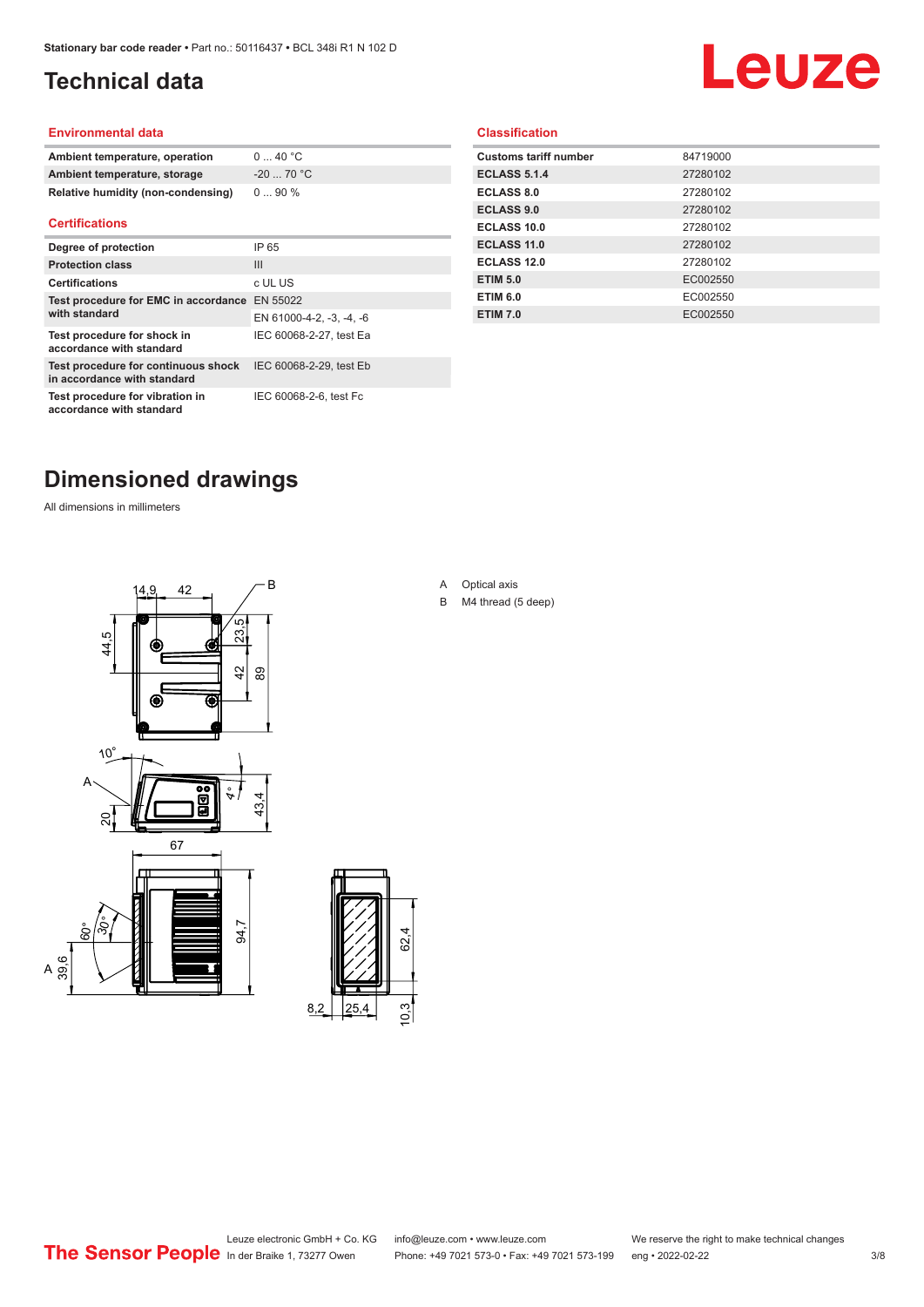# Technical data

## Environmental data

| | |
|---|---|
| **Ambient temperature, operation** | 0 ... 40 °C |
| **Ambient temperature, storage** | -20 ... 70 °C |
| **Relative humidity (non-condensing)** | 0 ... 90 % |

## Certifications

| | |
|---|---|
| **Degree of protection** | IP 65 |
| **Protection class** | III |
| **Certifications** | c UL US |
| **Test procedure for EMC in accordance with standard** | EN 55022 |
| | EN 61000-4-2, -3, -4, -6 |
| **Test procedure for shock in accordance with standard** | IEC 60068-2-27, test Ea |
| **Test procedure for continuous shock in accordance with standard** | IEC 60068-2-29, test Eb |
| **Test procedure for vibration in accordance with standard** | IEC 60068-2-6, test Fc |

## Classification

| | |
|---|---|
| **Customs tariff number** | 84719000 |
| **ECLASS 5.1.4** | 27280102 |
| **ECLASS 8.0** | 27280102 |
| **ECLASS 9.0** | 27280102 |
| **ECLASS 10.0** | 27280102 |
| **ECLASS 11.0** | 27280102 |
| **ECLASS 12.0** | 27280102 |
| **ETIM 5.0** | EC002550 |
| **ETIM 6.0** | EC002550 |
| **ETIM 7.0** | EC002550 |

# Dimensioned drawings

All dimensions in millimeters

14,9
42
B
44,5
23,5
42
89
10°
A
4°
20
43,4
67
60°
30°
A
39,6
94,7
62,4
8,2
25,4
10,3

A Optical axis

B M4 thread (5 deep)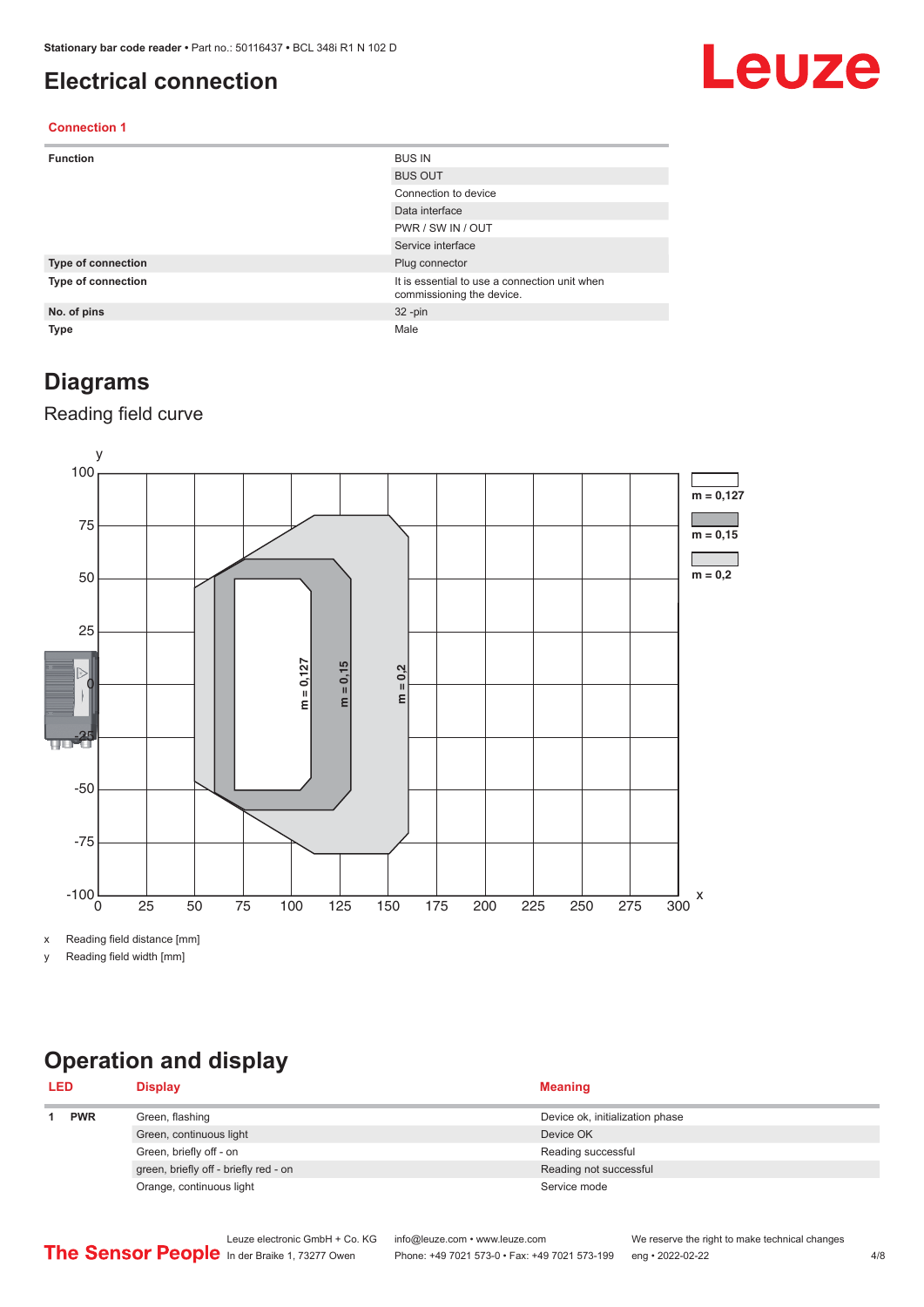# Electrical connection

### Connection 1

| | |
|---|---|
| **Function** | BUS IN |
| | BUS OUT |
| | Connection to device |
| | Data interface |
| | PWR / SW IN / OUT |
| | Service interface |
| **Type of connection** | Plug connector |
| **Type of connection** | It is essential to use a connection unit when commissioning the device. |
| **No. of pins** | 32 -pin |
| **Type** | Male |

# Diagrams

## Reading field curve

y
100
75
50
25
0
-25
-50
-75
-100
0 25 50 75 100 125 150 175 200 225 250 275 300
x

m = 0,127
m = 0,15
m = 0,2

x Reading field distance [mm]
y Reading field width [mm]

# Operation and display

| LED | | Display | Meaning |
|---|---|---|---|
| 1 | PWR | Green, flashing | Device ok, initialization phase |
| | | Green, continuous light | Device OK |
| | | Green, briefly off - on | Reading successful |
| | | green, briefly off - briefly red - on | Reading not successful |
| | | Orange, continuous light | Service mode |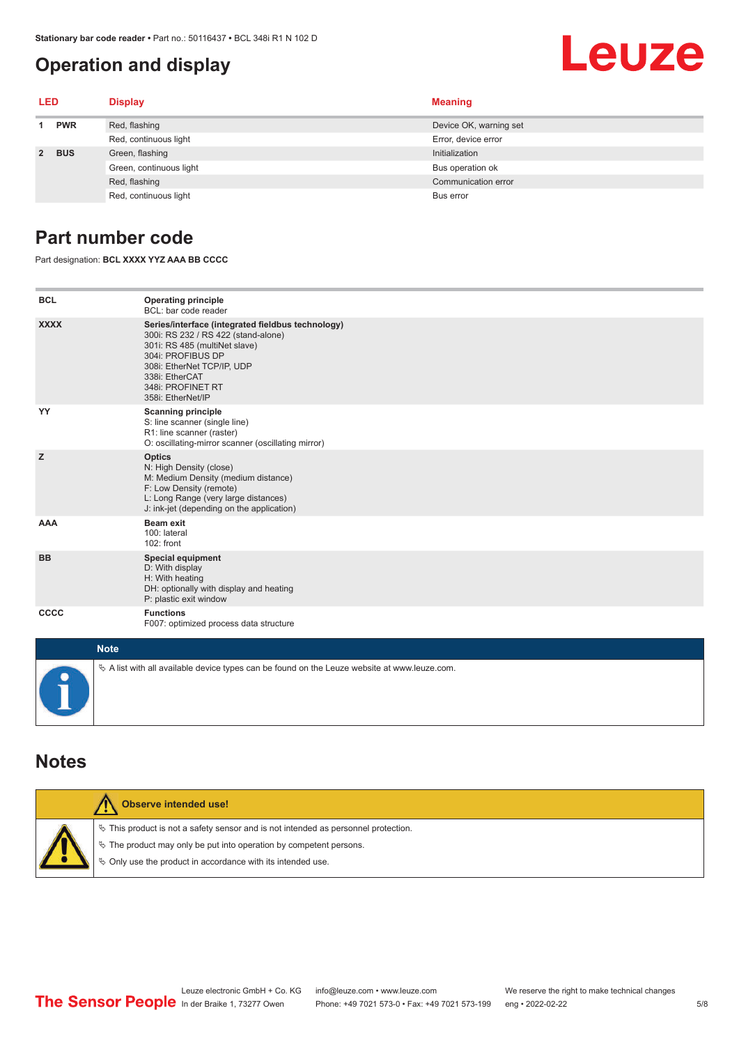## Operation and display

| LED | | Display | Meaning |
|---|---|---|---|
| 1 | PWR | Red, flashing | Device OK, warning set |
| | | Red, continuous light | Error, device error |
| 2 | BUS | Green, flashing | Initialization |
| | | Green, continuous light | Bus operation ok |
| | | Red, flashing | Communication error |
| | | Red, continuous light | Bus error |

## Part number code

Part designation: **BCL XXXX YYZ AAA BB CCCC**

| | |
|---|---|
| **BCL** | **Operating principle**<br>BCL: bar code reader |
| **XXXX** | **Series/interface (integrated fieldbus technology)**<br>300i: RS 232 / RS 422 (stand-alone)<br>301i: RS 485 (multiNet slave)<br>304i: PROFIBUS DP<br>308i: EtherNet TCP/IP, UDP<br>338i: EtherCAT<br>348i: PROFINET RT<br>358i: EtherNet/IP |
| **YY** | **Scanning principle**<br>S: line scanner (single line)<br>R1: line scanner (raster)<br>O: oscillating-mirror scanner (oscillating mirror) |
| **Z** | **Optics**<br>N: High Density (close)<br>M: Medium Density (medium distance)<br>F: Low Density (remote)<br>L: Long Range (very large distances)<br>J: ink-jet (depending on the application) |
| **AAA** | **Beam exit**<br>100: lateral<br>102: front |
| **BB** | **Special equipment**<br>D: With display<br>H: With heating<br>DH: optionally with display and heating<br>P: plastic exit window |
| **CCCC** | **Functions**<br>F007: optimized process data structure |

**Note**

↳ A list with all available device types can be found on the Leuze website at www.leuze.com.

## Notes

**Observe intended use!**

↳ This product is not a safety sensor and is not intended as personnel protection.

↳ The product may only be put into operation by competent persons.

↳ Only use the product in accordance with its intended use.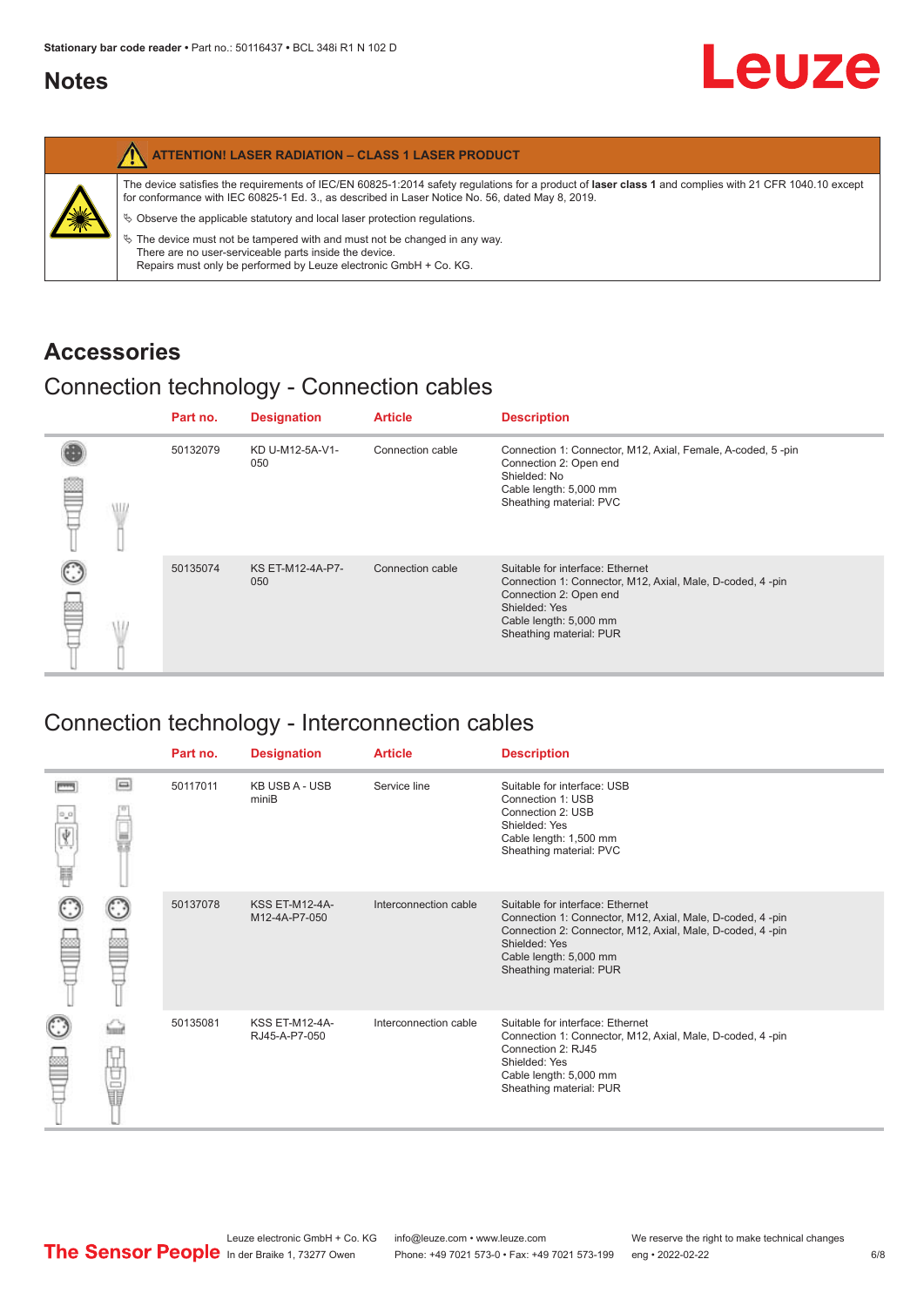## Notes

**ATTENTION! LASER RADIATION – CLASS 1 LASER PRODUCT**

The device satisfies the requirements of IEC/EN 60825-1:2014 safety regulations for a product of **laser class 1** and complies with 21 CFR 1040.10 except for conformance with IEC 60825-1 Ed. 3., as described in Laser Notice No. 56, dated May 8, 2019.

- Observe the applicable statutory and local laser protection regulations.
- The device must not be tampered with and must not be changed in any way.
  There are no user-serviceable parts inside the device.
  Repairs must only be performed by Leuze electronic GmbH + Co. KG.

# Accessories

## Connection technology - Connection cables

| Part no. | Designation | Article | Description |
|---|---|---|---|
| 50132079 | KD U-M12-5A-V1-050 | Connection cable | Connection 1: Connector, M12, Axial, Female, A-coded, 5 -pin<br>Connection 2: Open end<br>Shielded: No<br>Cable length: 5,000 mm<br>Sheathing material: PVC |
| 50135074 | KS ET-M12-4A-P7-050 | Connection cable | Suitable for interface: Ethernet<br>Connection 1: Connector, M12, Axial, Male, D-coded, 4 -pin<br>Connection 2: Open end<br>Shielded: Yes<br>Cable length: 5,000 mm<br>Sheathing material: PUR |

## Connection technology - Interconnection cables

| Part no. | Designation | Article | Description |
|---|---|---|---|
| 50117011 | KB USB A - USB miniB | Service line | Suitable for interface: USB<br>Connection 1: USB<br>Connection 2: USB<br>Shielded: Yes<br>Cable length: 1,500 mm<br>Sheathing material: PVC |
| 50137078 | KSS ET-M12-4A-M12-4A-P7-050 | Interconnection cable | Suitable for interface: Ethernet<br>Connection 1: Connector, M12, Axial, Male, D-coded, 4 -pin<br>Connection 2: Connector, M12, Axial, Male, D-coded, 4 -pin<br>Shielded: Yes<br>Cable length: 5,000 mm<br>Sheathing material: PUR |
| 50135081 | KSS ET-M12-4A-RJ45-A-P7-050 | Interconnection cable | Suitable for interface: Ethernet<br>Connection 1: Connector, M12, Axial, Male, D-coded, 4 -pin<br>Connection 2: RJ45<br>Shielded: Yes<br>Cable length: 5,000 mm<br>Sheathing material: PUR |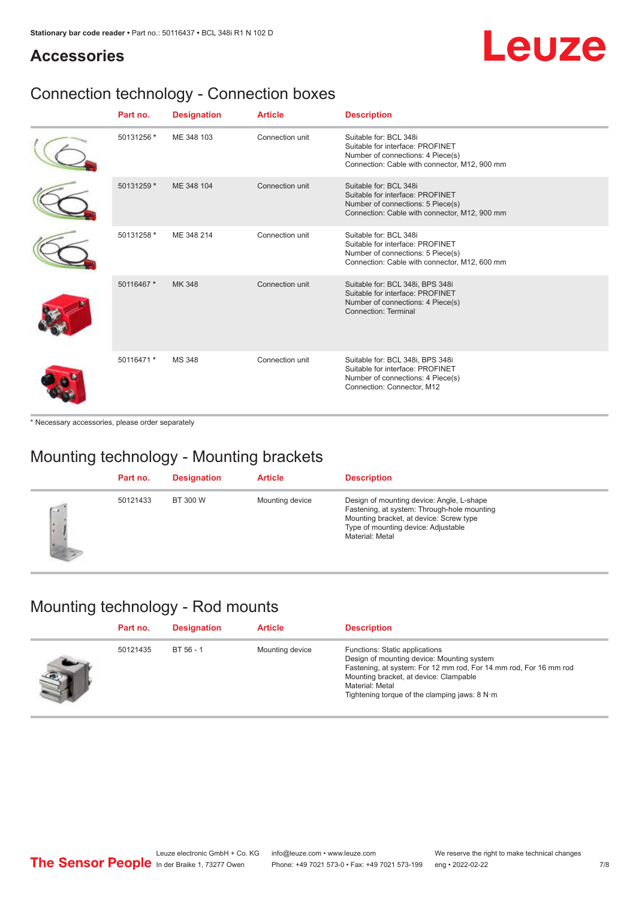## Accessories

### Connection technology - Connection boxes

| | Part no. | Designation | Article | Description |
|---|---|---|---|---|
| | 50131256 * | ME 348 103 | Connection unit | Suitable for: BCL 348i<br>Suitable for interface: PROFINET<br>Number of connections: 4 Piece(s)<br>Connection: Cable with connector, M12, 900 mm |
| | 50131259 * | ME 348 104 | Connection unit | Suitable for: BCL 348i<br>Suitable for interface: PROFINET<br>Number of connections: 5 Piece(s)<br>Connection: Cable with connector, M12, 900 mm |
| | 50131258 * | ME 348 214 | Connection unit | Suitable for: BCL 348i<br>Suitable for interface: PROFINET<br>Number of connections: 5 Piece(s)<br>Connection: Cable with connector, M12, 600 mm |
| | 50116467 * | MK 348 | Connection unit | Suitable for: BCL 348i, BPS 348i<br>Suitable for interface: PROFINET<br>Number of connections: 4 Piece(s)<br>Connection: Terminal |
| | 50116471 * | MS 348 | Connection unit | Suitable for: BCL 348i, BPS 348i<br>Suitable for interface: PROFINET<br>Number of connections: 4 Piece(s)<br>Connection: Connector, M12 |

* Necessary accessories, please order separately

### Mounting technology - Mounting brackets

| | Part no. | Designation | Article | Description |
|---|---|---|---|---|
| | 50121433 | BT 300 W | Mounting device | Design of mounting device: Angle, L-shape<br>Fastening, at system: Through-hole mounting<br>Mounting bracket, at device: Screw type<br>Type of mounting device: Adjustable<br>Material: Metal |

### Mounting technology - Rod mounts

| | Part no. | Designation | Article | Description |
|---|---|---|---|---|
| | 50121435 | BT 56 - 1 | Mounting device | Functions: Static applications<br>Design of mounting device: Mounting system<br>Fastening, at system: For 12 mm rod, For 14 mm rod, For 16 mm rod<br>Mounting bracket, at device: Clampable<br>Material: Metal<br>Tightening torque of the clamping jaws: 8 N·m |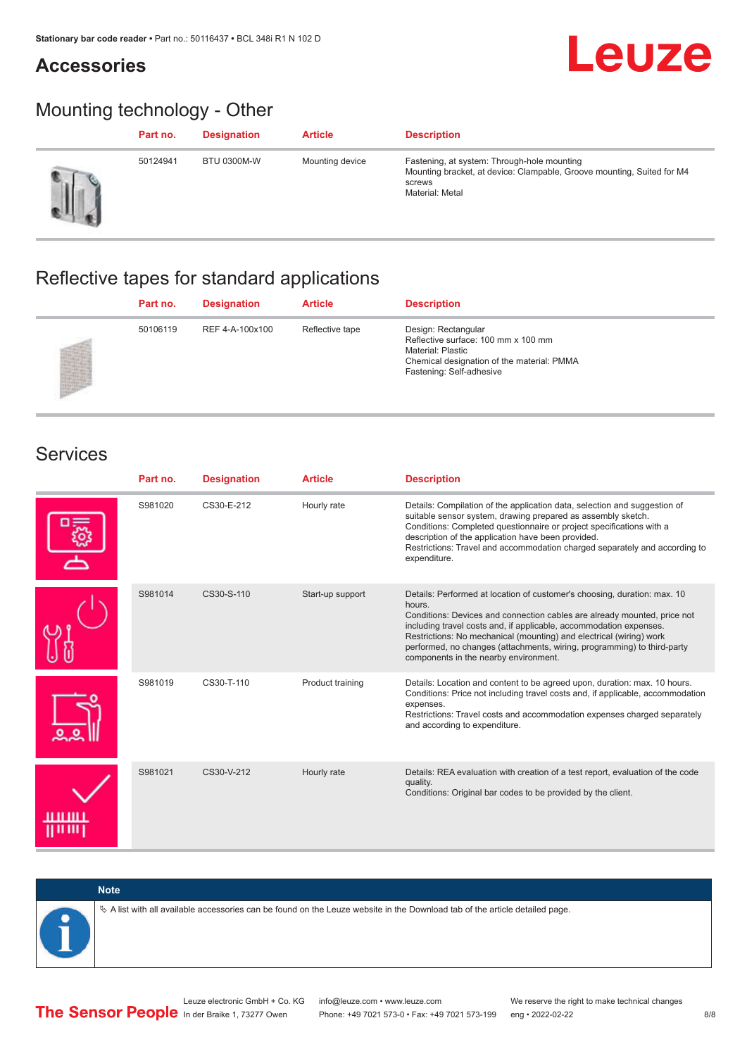## Accessories

### Mounting technology - Other

| Part no. | Designation | Article | Description |
|---|---|---|---|
| 50124941 | BTU 0300M-W | Mounting device | Fastening, at system: Through-hole mounting<br>Mounting bracket, at device: Clampable, Groove mounting, Suited for M4 screws<br>Material: Metal |

### Reflective tapes for standard applications

| Part no. | Designation | Article | Description |
|---|---|---|---|
| 50106119 | REF 4-A-100x100 | Reflective tape | Design: Rectangular<br>Reflective surface: 100 mm x 100 mm<br>Material: Plastic<br>Chemical designation of the material: PMMA<br>Fastening: Self-adhesive |

### Services

| Part no. | Designation | Article | Description |
|---|---|---|---|
| S981020 | CS30-E-212 | Hourly rate | Details: Compilation of the application data, selection and suggestion of suitable sensor system, drawing prepared as assembly sketch.<br>Conditions: Completed questionnaire or project specifications with a description of the application have been provided.<br>Restrictions: Travel and accommodation charged separately and according to expenditure. |
| S981014 | CS30-S-110 | Start-up support | Details: Performed at location of customer's choosing, duration: max. 10 hours.<br>Conditions: Devices and connection cables are already mounted, price not including travel costs and, if applicable, accommodation expenses.<br>Restrictions: No mechanical (mounting) and electrical (wiring) work performed, no changes (attachments, wiring, programming) to third-party components in the nearby environment. |
| S981019 | CS30-T-110 | Product training | Details: Location and content to be agreed upon, duration: max. 10 hours.<br>Conditions: Price not including travel costs and, if applicable, accommodation expenses.<br>Restrictions: Travel costs and accommodation expenses charged separately and according to expenditure. |
| S981021 | CS30-V-212 | Hourly rate | Details: REA evaluation with creation of a test report, evaluation of the code quality.<br>Conditions: Original bar codes to be provided by the client. |

**Note**

A list with all available accessories can be found on the Leuze website in the Download tab of the article detailed page.